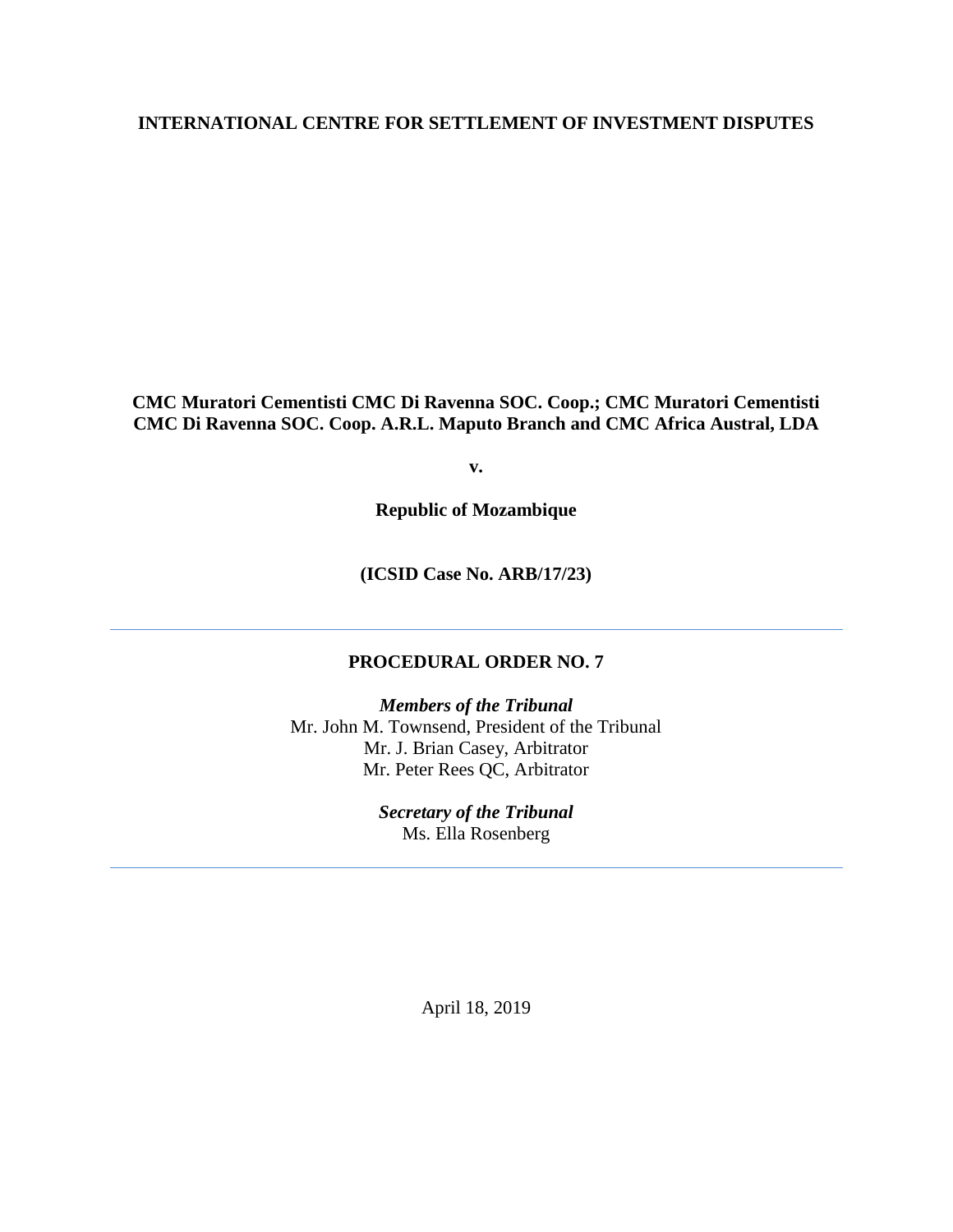**INTERNATIONAL CENTRE FOR SETTLEMENT OF INVESTMENT DISPUTES**

**CMC Muratori Cementisti CMC Di Ravenna SOC. Coop.; CMC Muratori Cementisti CMC Di Ravenna SOC. Coop. A.R.L. Maputo Branch and CMC Africa Austral, LDA**

**v.**

**Republic of Mozambique**

**(ICSID Case No. ARB/17/23)**

---

**PROCEDURAL ORDER NO. 7**

***Members of the Tribunal***
Mr. John M. Townsend, President of the Tribunal
Mr. J. Brian Casey, Arbitrator
Mr. Peter Rees QC, Arbitrator

***Secretary of the Tribunal***
Ms. Ella Rosenberg

---

April 18, 2019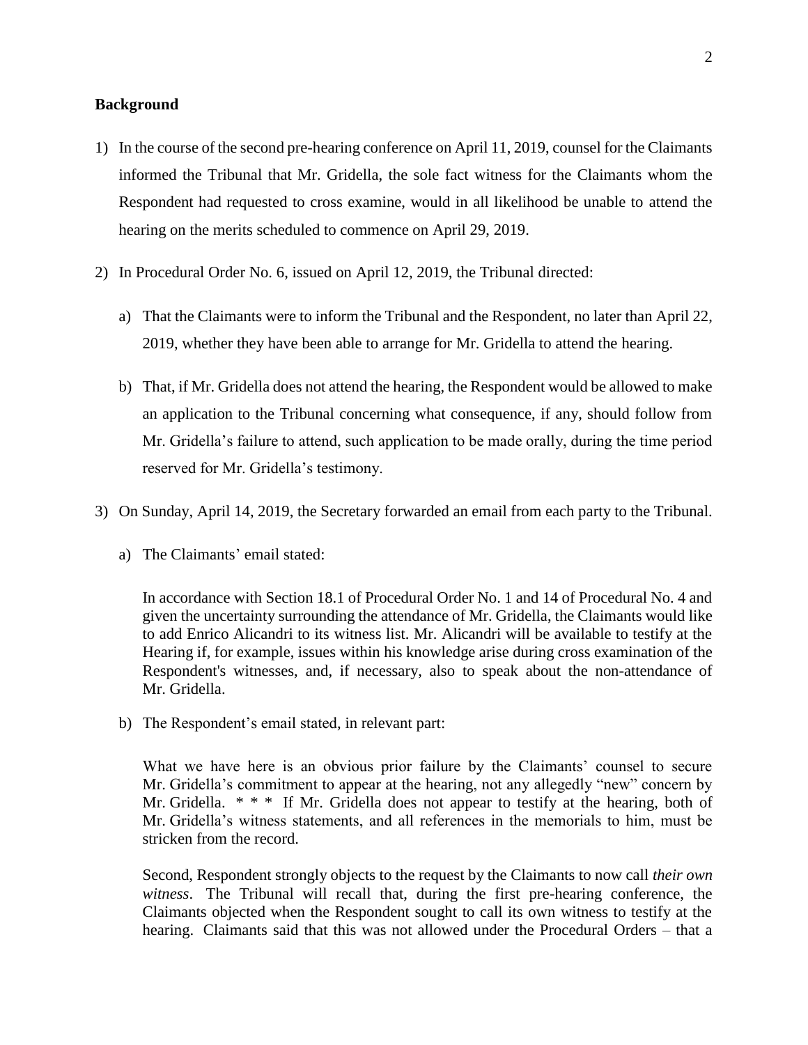**Background**

1) In the course of the second pre-hearing conference on April 11, 2019, counsel for the Claimants informed the Tribunal that Mr. Gridella, the sole fact witness for the Claimants whom the Respondent had requested to cross examine, would in all likelihood be unable to attend the hearing on the merits scheduled to commence on April 29, 2019.

2) In Procedural Order No. 6, issued on April 12, 2019, the Tribunal directed:

   a) That the Claimants were to inform the Tribunal and the Respondent, no later than April 22, 2019, whether they have been able to arrange for Mr. Gridella to attend the hearing.

   b) That, if Mr. Gridella does not attend the hearing, the Respondent would be allowed to make an application to the Tribunal concerning what consequence, if any, should follow from Mr. Gridella's failure to attend, such application to be made orally, during the time period reserved for Mr. Gridella's testimony.

3) On Sunday, April 14, 2019, the Secretary forwarded an email from each party to the Tribunal.

   a) The Claimants' email stated:

   > In accordance with Section 18.1 of Procedural Order No. 1 and 14 of Procedural No. 4 and given the uncertainty surrounding the attendance of Mr. Gridella, the Claimants would like to add Enrico Alicandri to its witness list. Mr. Alicandri will be available to testify at the Hearing if, for example, issues within his knowledge arise during cross examination of the Respondent's witnesses, and, if necessary, also to speak about the non-attendance of Mr. Gridella.

   b) The Respondent's email stated, in relevant part:

   > What we have here is an obvious prior failure by the Claimants' counsel to secure Mr. Gridella's commitment to appear at the hearing, not any allegedly "new" concern by Mr. Gridella. * * * If Mr. Gridella does not appear to testify at the hearing, both of Mr. Gridella's witness statements, and all references in the memorials to him, must be stricken from the record.
   >
   > Second, Respondent strongly objects to the request by the Claimants to now call *their own witness*. The Tribunal will recall that, during the first pre-hearing conference, the Claimants objected when the Respondent sought to call its own witness to testify at the hearing. Claimants said that this was not allowed under the Procedural Orders – that a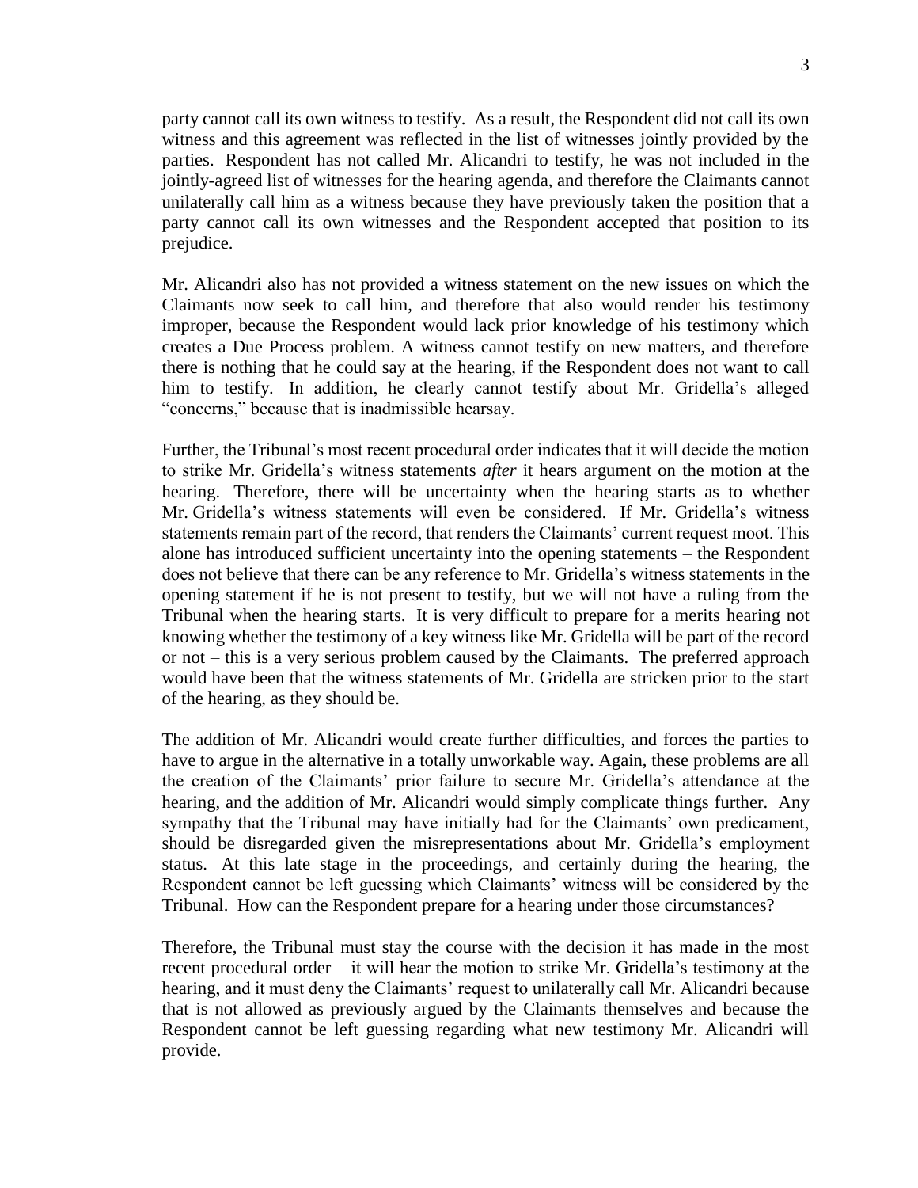party cannot call its own witness to testify. As a result, the Respondent did not call its own witness and this agreement was reflected in the list of witnesses jointly provided by the parties. Respondent has not called Mr. Alicandri to testify, he was not included in the jointly-agreed list of witnesses for the hearing agenda, and therefore the Claimants cannot unilaterally call him as a witness because they have previously taken the position that a party cannot call its own witnesses and the Respondent accepted that position to its prejudice.

Mr. Alicandri also has not provided a witness statement on the new issues on which the Claimants now seek to call him, and therefore that also would render his testimony improper, because the Respondent would lack prior knowledge of his testimony which creates a Due Process problem. A witness cannot testify on new matters, and therefore there is nothing that he could say at the hearing, if the Respondent does not want to call him to testify. In addition, he clearly cannot testify about Mr. Gridella's alleged "concerns," because that is inadmissible hearsay.

Further, the Tribunal's most recent procedural order indicates that it will decide the motion to strike Mr. Gridella's witness statements *after* it hears argument on the motion at the hearing. Therefore, there will be uncertainty when the hearing starts as to whether Mr. Gridella's witness statements will even be considered. If Mr. Gridella's witness statements remain part of the record, that renders the Claimants' current request moot. This alone has introduced sufficient uncertainty into the opening statements – the Respondent does not believe that there can be any reference to Mr. Gridella's witness statements in the opening statement if he is not present to testify, but we will not have a ruling from the Tribunal when the hearing starts. It is very difficult to prepare for a merits hearing not knowing whether the testimony of a key witness like Mr. Gridella will be part of the record or not – this is a very serious problem caused by the Claimants. The preferred approach would have been that the witness statements of Mr. Gridella are stricken prior to the start of the hearing, as they should be.

The addition of Mr. Alicandri would create further difficulties, and forces the parties to have to argue in the alternative in a totally unworkable way. Again, these problems are all the creation of the Claimants' prior failure to secure Mr. Gridella's attendance at the hearing, and the addition of Mr. Alicandri would simply complicate things further. Any sympathy that the Tribunal may have initially had for the Claimants' own predicament, should be disregarded given the misrepresentations about Mr. Gridella's employment status. At this late stage in the proceedings, and certainly during the hearing, the Respondent cannot be left guessing which Claimants' witness will be considered by the Tribunal. How can the Respondent prepare for a hearing under those circumstances?

Therefore, the Tribunal must stay the course with the decision it has made in the most recent procedural order – it will hear the motion to strike Mr. Gridella's testimony at the hearing, and it must deny the Claimants' request to unilaterally call Mr. Alicandri because that is not allowed as previously argued by the Claimants themselves and because the Respondent cannot be left guessing regarding what new testimony Mr. Alicandri will provide.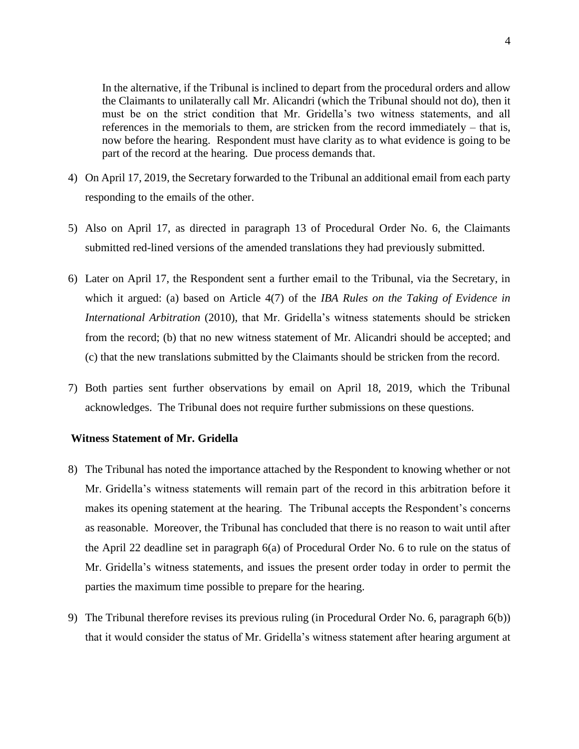In the alternative, if the Tribunal is inclined to depart from the procedural orders and allow the Claimants to unilaterally call Mr. Alicandri (which the Tribunal should not do), then it must be on the strict condition that Mr. Gridella's two witness statements, and all references in the memorials to them, are stricken from the record immediately – that is, now before the hearing. Respondent must have clarity as to what evidence is going to be part of the record at the hearing. Due process demands that.

4) On April 17, 2019, the Secretary forwarded to the Tribunal an additional email from each party responding to the emails of the other.

5) Also on April 17, as directed in paragraph 13 of Procedural Order No. 6, the Claimants submitted red-lined versions of the amended translations they had previously submitted.

6) Later on April 17, the Respondent sent a further email to the Tribunal, via the Secretary, in which it argued: (a) based on Article 4(7) of the *IBA Rules on the Taking of Evidence in International Arbitration* (2010), that Mr. Gridella's witness statements should be stricken from the record; (b) that no new witness statement of Mr. Alicandri should be accepted; and (c) that the new translations submitted by the Claimants should be stricken from the record.

7) Both parties sent further observations by email on April 18, 2019, which the Tribunal acknowledges. The Tribunal does not require further submissions on these questions.

**Witness Statement of Mr. Gridella**

8) The Tribunal has noted the importance attached by the Respondent to knowing whether or not Mr. Gridella's witness statements will remain part of the record in this arbitration before it makes its opening statement at the hearing. The Tribunal accepts the Respondent's concerns as reasonable. Moreover, the Tribunal has concluded that there is no reason to wait until after the April 22 deadline set in paragraph 6(a) of Procedural Order No. 6 to rule on the status of Mr. Gridella's witness statements, and issues the present order today in order to permit the parties the maximum time possible to prepare for the hearing.

9) The Tribunal therefore revises its previous ruling (in Procedural Order No. 6, paragraph 6(b)) that it would consider the status of Mr. Gridella's witness statement after hearing argument at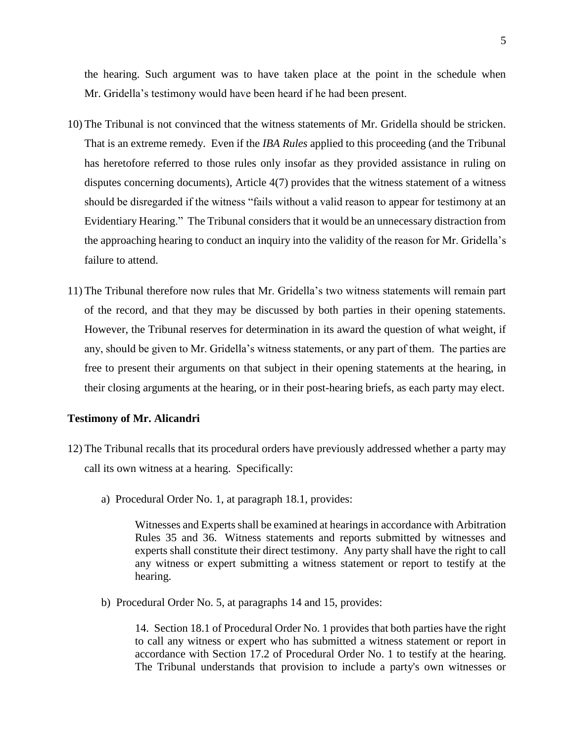the hearing. Such argument was to have taken place at the point in the schedule when Mr. Gridella's testimony would have been heard if he had been present.

10) The Tribunal is not convinced that the witness statements of Mr. Gridella should be stricken. That is an extreme remedy. Even if the *IBA Rules* applied to this proceeding (and the Tribunal has heretofore referred to those rules only insofar as they provided assistance in ruling on disputes concerning documents), Article 4(7) provides that the witness statement of a witness should be disregarded if the witness "fails without a valid reason to appear for testimony at an Evidentiary Hearing." The Tribunal considers that it would be an unnecessary distraction from the approaching hearing to conduct an inquiry into the validity of the reason for Mr. Gridella's failure to attend.

11) The Tribunal therefore now rules that Mr. Gridella's two witness statements will remain part of the record, and that they may be discussed by both parties in their opening statements. However, the Tribunal reserves for determination in its award the question of what weight, if any, should be given to Mr. Gridella's witness statements, or any part of them. The parties are free to present their arguments on that subject in their opening statements at the hearing, in their closing arguments at the hearing, or in their post-hearing briefs, as each party may elect.

**Testimony of Mr. Alicandri**

12) The Tribunal recalls that its procedural orders have previously addressed whether a party may call its own witness at a hearing. Specifically:

   a) Procedural Order No. 1, at paragraph 18.1, provides:

   > Witnesses and Experts shall be examined at hearings in accordance with Arbitration Rules 35 and 36. Witness statements and reports submitted by witnesses and experts shall constitute their direct testimony. Any party shall have the right to call any witness or expert submitting a witness statement or report to testify at the hearing.

   b) Procedural Order No. 5, at paragraphs 14 and 15, provides:

   > 14. Section 18.1 of Procedural Order No. 1 provides that both parties have the right to call any witness or expert who has submitted a witness statement or report in accordance with Section 17.2 of Procedural Order No. 1 to testify at the hearing. The Tribunal understands that provision to include a party's own witnesses or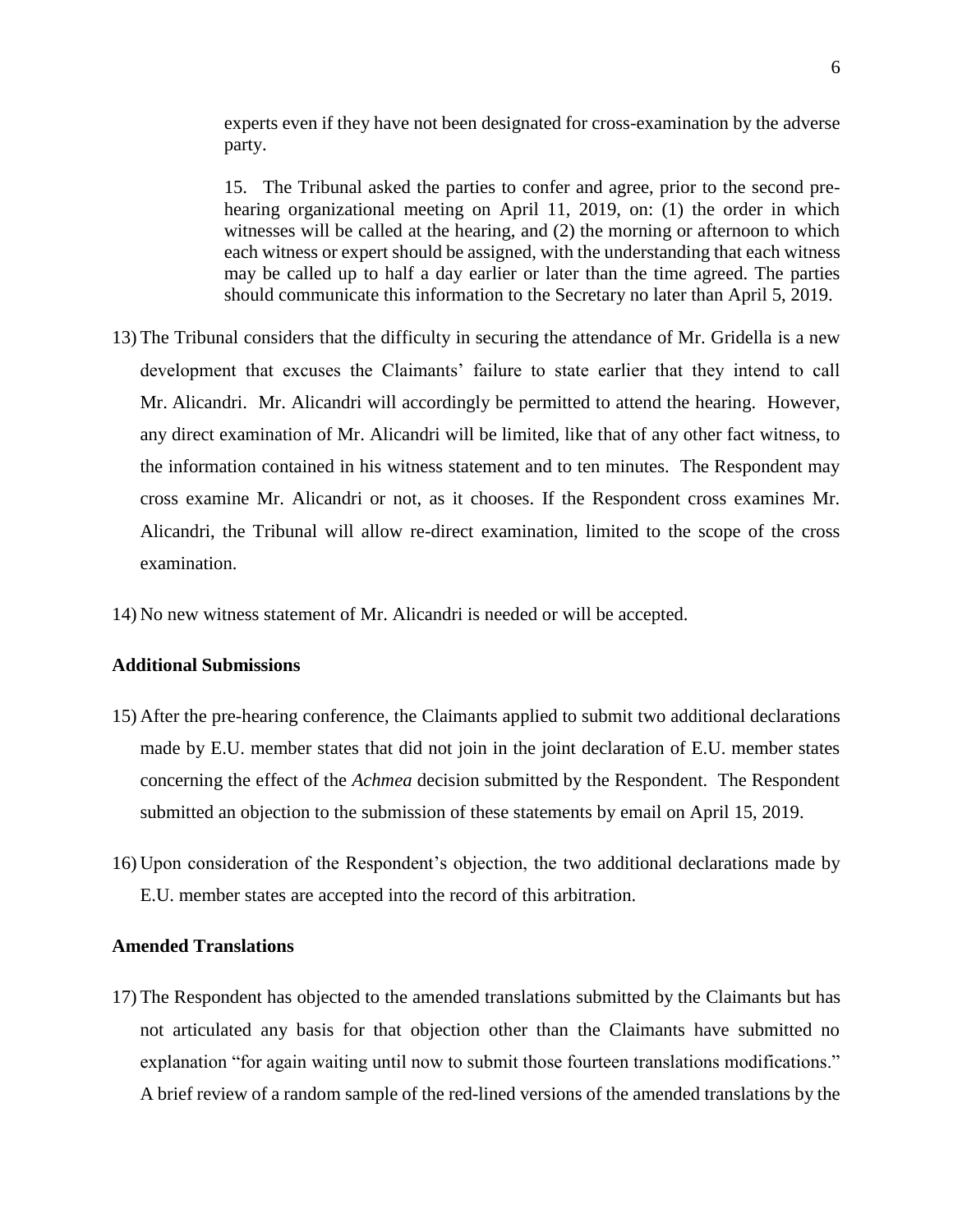> experts even if they have not been designated for cross-examination by the adverse party.
>
> 15. The Tribunal asked the parties to confer and agree, prior to the second pre-hearing organizational meeting on April 11, 2019, on: (1) the order in which witnesses will be called at the hearing, and (2) the morning or afternoon to which each witness or expert should be assigned, with the understanding that each witness may be called up to half a day earlier or later than the time agreed. The parties should communicate this information to the Secretary no later than April 5, 2019.

13) The Tribunal considers that the difficulty in securing the attendance of Mr. Gridella is a new development that excuses the Claimants' failure to state earlier that they intend to call Mr. Alicandri. Mr. Alicandri will accordingly be permitted to attend the hearing. However, any direct examination of Mr. Alicandri will be limited, like that of any other fact witness, to the information contained in his witness statement and to ten minutes. The Respondent may cross examine Mr. Alicandri or not, as it chooses. If the Respondent cross examines Mr. Alicandri, the Tribunal will allow re-direct examination, limited to the scope of the cross examination.

14) No new witness statement of Mr. Alicandri is needed or will be accepted.

**Additional Submissions**

15) After the pre-hearing conference, the Claimants applied to submit two additional declarations made by E.U. member states that did not join in the joint declaration of E.U. member states concerning the effect of the *Achmea* decision submitted by the Respondent. The Respondent submitted an objection to the submission of these statements by email on April 15, 2019.

16) Upon consideration of the Respondent's objection, the two additional declarations made by E.U. member states are accepted into the record of this arbitration.

**Amended Translations**

17) The Respondent has objected to the amended translations submitted by the Claimants but has not articulated any basis for that objection other than the Claimants have submitted no explanation "for again waiting until now to submit those fourteen translations modifications." A brief review of a random sample of the red-lined versions of the amended translations by the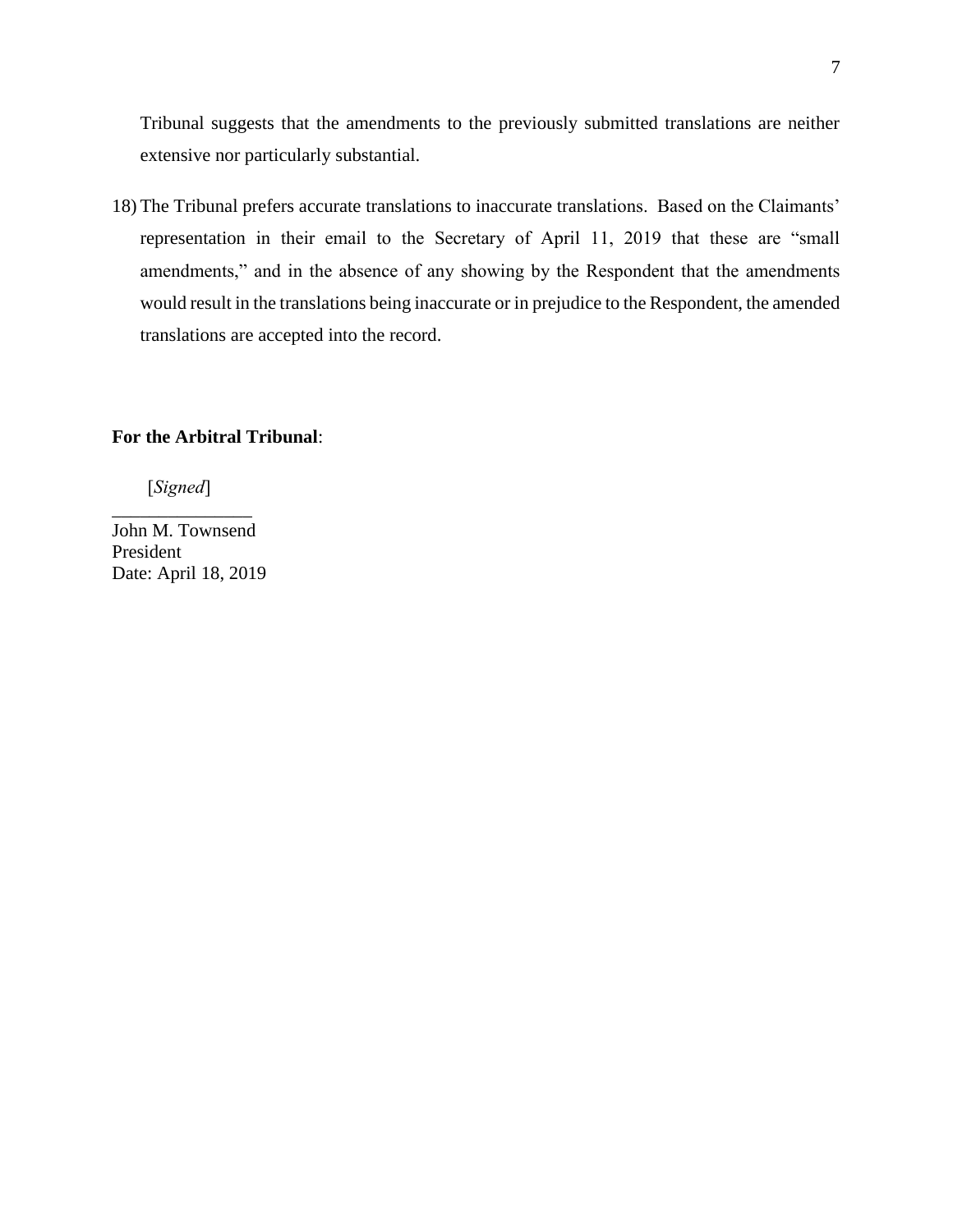Tribunal suggests that the amendments to the previously submitted translations are neither extensive nor particularly substantial.

18) The Tribunal prefers accurate translations to inaccurate translations. Based on the Claimants' representation in their email to the Secretary of April 11, 2019 that these are "small amendments," and in the absence of any showing by the Respondent that the amendments would result in the translations being inaccurate or in prejudice to the Respondent, the amended translations are accepted into the record.

**For the Arbitral Tribunal**:

[*Signed*]

_______________

John M. Townsend
President
Date: April 18, 2019